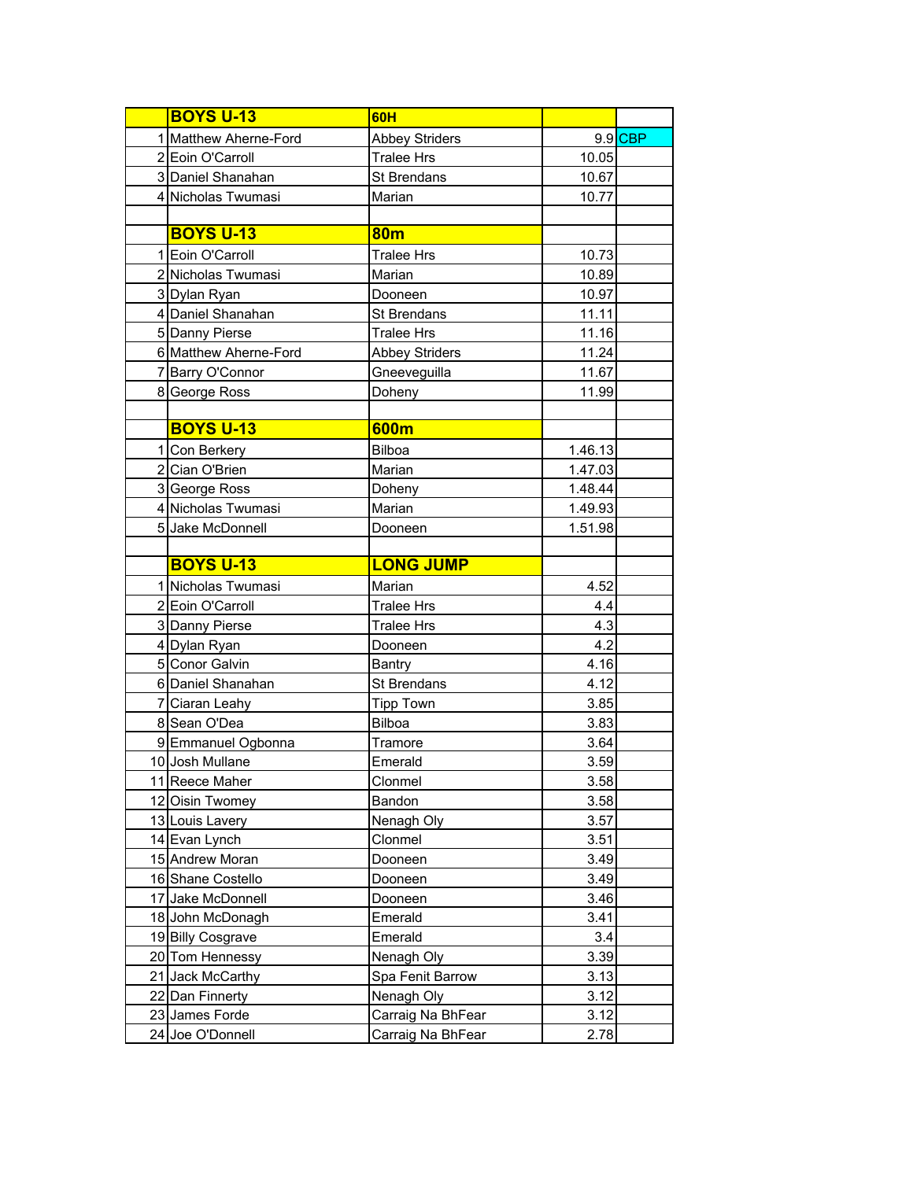| | BOYS U-13 | 60H | | |
|---|---|---|---|---|
| 1 | Matthew Aherne-Ford | Abbey Striders | 9.9 | CBP |
| 2 | Eoin O'Carroll | Tralee Hrs | 10.05 | |
| 3 | Daniel Shanahan | St Brendans | 10.67 | |
| 4 | Nicholas Twumasi | Marian | 10.77 | |
| | | | | |
| | BOYS U-13 | 80m | | |
| 1 | Eoin O'Carroll | Tralee Hrs | 10.73 | |
| 2 | Nicholas Twumasi | Marian | 10.89 | |
| 3 | Dylan Ryan | Dooneen | 10.97 | |
| 4 | Daniel Shanahan | St Brendans | 11.11 | |
| 5 | Danny Pierse | Tralee Hrs | 11.16 | |
| 6 | Matthew Aherne-Ford | Abbey Striders | 11.24 | |
| 7 | Barry O'Connor | Gneeveguilla | 11.67 | |
| 8 | George Ross | Doheny | 11.99 | |
| | | | | |
| | BOYS U-13 | 600m | | |
| 1 | Con Berkery | Bilboa | 1.46.13 | |
| 2 | Cian O'Brien | Marian | 1.47.03 | |
| 3 | George Ross | Doheny | 1.48.44 | |
| 4 | Nicholas Twumasi | Marian | 1.49.93 | |
| 5 | Jake McDonnell | Dooneen | 1.51.98 | |
| | | | | |
| | BOYS U-13 | LONG JUMP | | |
| 1 | Nicholas Twumasi | Marian | 4.52 | |
| 2 | Eoin O'Carroll | Tralee Hrs | 4.4 | |
| 3 | Danny Pierse | Tralee Hrs | 4.3 | |
| 4 | Dylan Ryan | Dooneen | 4.2 | |
| 5 | Conor Galvin | Bantry | 4.16 | |
| 6 | Daniel Shanahan | St Brendans | 4.12 | |
| 7 | Ciaran Leahy | Tipp Town | 3.85 | |
| 8 | Sean O'Dea | Bilboa | 3.83 | |
| 9 | Emmanuel Ogbonna | Tramore | 3.64 | |
| 10 | Josh Mullane | Emerald | 3.59 | |
| 11 | Reece Maher | Clonmel | 3.58 | |
| 12 | Oisin Twomey | Bandon | 3.58 | |
| 13 | Louis Lavery | Nenagh Oly | 3.57 | |
| 14 | Evan Lynch | Clonmel | 3.51 | |
| 15 | Andrew Moran | Dooneen | 3.49 | |
| 16 | Shane Costello | Dooneen | 3.49 | |
| 17 | Jake McDonnell | Dooneen | 3.46 | |
| 18 | John McDonagh | Emerald | 3.41 | |
| 19 | Billy Cosgrave | Emerald | 3.4 | |
| 20 | Tom Hennessy | Nenagh Oly | 3.39 | |
| 21 | Jack McCarthy | Spa Fenit Barrow | 3.13 | |
| 22 | Dan Finnerty | Nenagh Oly | 3.12 | |
| 23 | James Forde | Carraig Na BhFear | 3.12 | |
| 24 | Joe O'Donnell | Carraig Na BhFear | 2.78 | |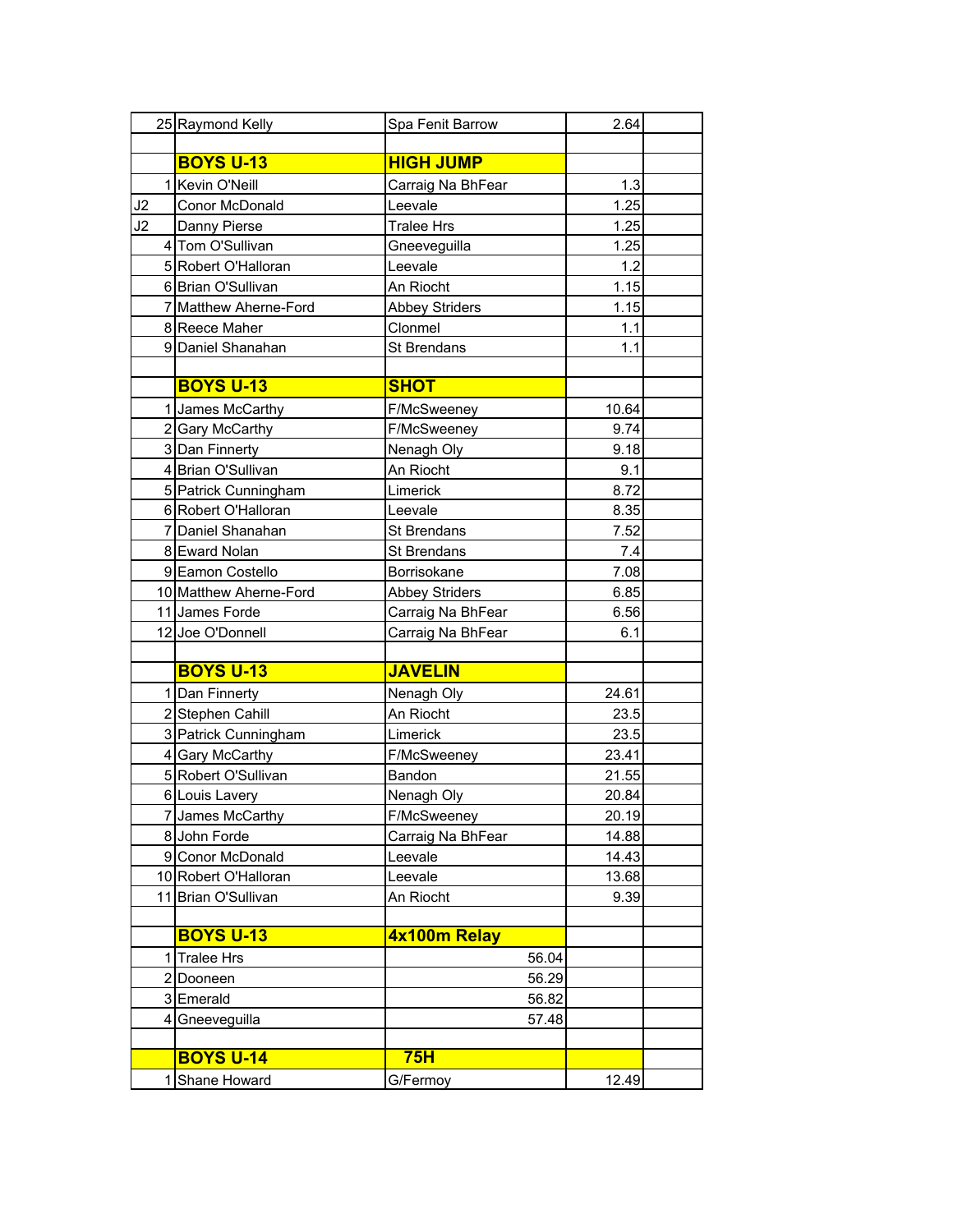| | | | | |
|---|---|---|---|---|
| 25 | Raymond Kelly | Spa Fenit Barrow | 2.64 | |
| | | | | |
| | **BOYS U-13** | **HIGH JUMP** | | |
| 1 | Kevin O'Neill | Carraig Na BhFear | 1.3 | |
| J2 | Conor McDonald | Leevale | 1.25 | |
| J2 | Danny Pierse | Tralee Hrs | 1.25 | |
| 4 | Tom O'Sullivan | Gneeveguilla | 1.25 | |
| 5 | Robert O'Halloran | Leevale | 1.2 | |
| 6 | Brian O'Sullivan | An Riocht | 1.15 | |
| 7 | Matthew Aherne-Ford | Abbey Striders | 1.15 | |
| 8 | Reece Maher | Clonmel | 1.1 | |
| 9 | Daniel Shanahan | St Brendans | 1.1 | |
| | | | | |
| | **BOYS U-13** | **SHOT** | | |
| 1 | James McCarthy | F/McSweeney | 10.64 | |
| 2 | Gary McCarthy | F/McSweeney | 9.74 | |
| 3 | Dan Finnerty | Nenagh Oly | 9.18 | |
| 4 | Brian O'Sullivan | An Riocht | 9.1 | |
| 5 | Patrick Cunningham | Limerick | 8.72 | |
| 6 | Robert O'Halloran | Leevale | 8.35 | |
| 7 | Daniel Shanahan | St Brendans | 7.52 | |
| 8 | Eward Nolan | St Brendans | 7.4 | |
| 9 | Eamon Costello | Borrisokane | 7.08 | |
| 10 | Matthew Aherne-Ford | Abbey Striders | 6.85 | |
| 11 | James Forde | Carraig Na BhFear | 6.56 | |
| 12 | Joe O'Donnell | Carraig Na BhFear | 6.1 | |
| | | | | |
| | **BOYS U-13** | **JAVELIN** | | |
| 1 | Dan Finnerty | Nenagh Oly | 24.61 | |
| 2 | Stephen Cahill | An Riocht | 23.5 | |
| 3 | Patrick Cunningham | Limerick | 23.5 | |
| 4 | Gary McCarthy | F/McSweeney | 23.41 | |
| 5 | Robert O'Sullivan | Bandon | 21.55 | |
| 6 | Louis Lavery | Nenagh Oly | 20.84 | |
| 7 | James McCarthy | F/McSweeney | 20.19 | |
| 8 | John Forde | Carraig Na BhFear | 14.88 | |
| 9 | Conor McDonald | Leevale | 14.43 | |
| 10 | Robert O'Halloran | Leevale | 13.68 | |
| 11 | Brian O'Sullivan | An Riocht | 9.39 | |
| | | | | |
| | **BOYS U-13** | **4x100m Relay** | | |
| 1 | Tralee Hrs | 56.04 | | |
| 2 | Dooneen | 56.29 | | |
| 3 | Emerald | 56.82 | | |
| 4 | Gneeveguilla | 57.48 | | |
| | | | | |
| | **BOYS U-14** | **75H** | | |
| 1 | Shane Howard | G/Fermoy | 12.49 | |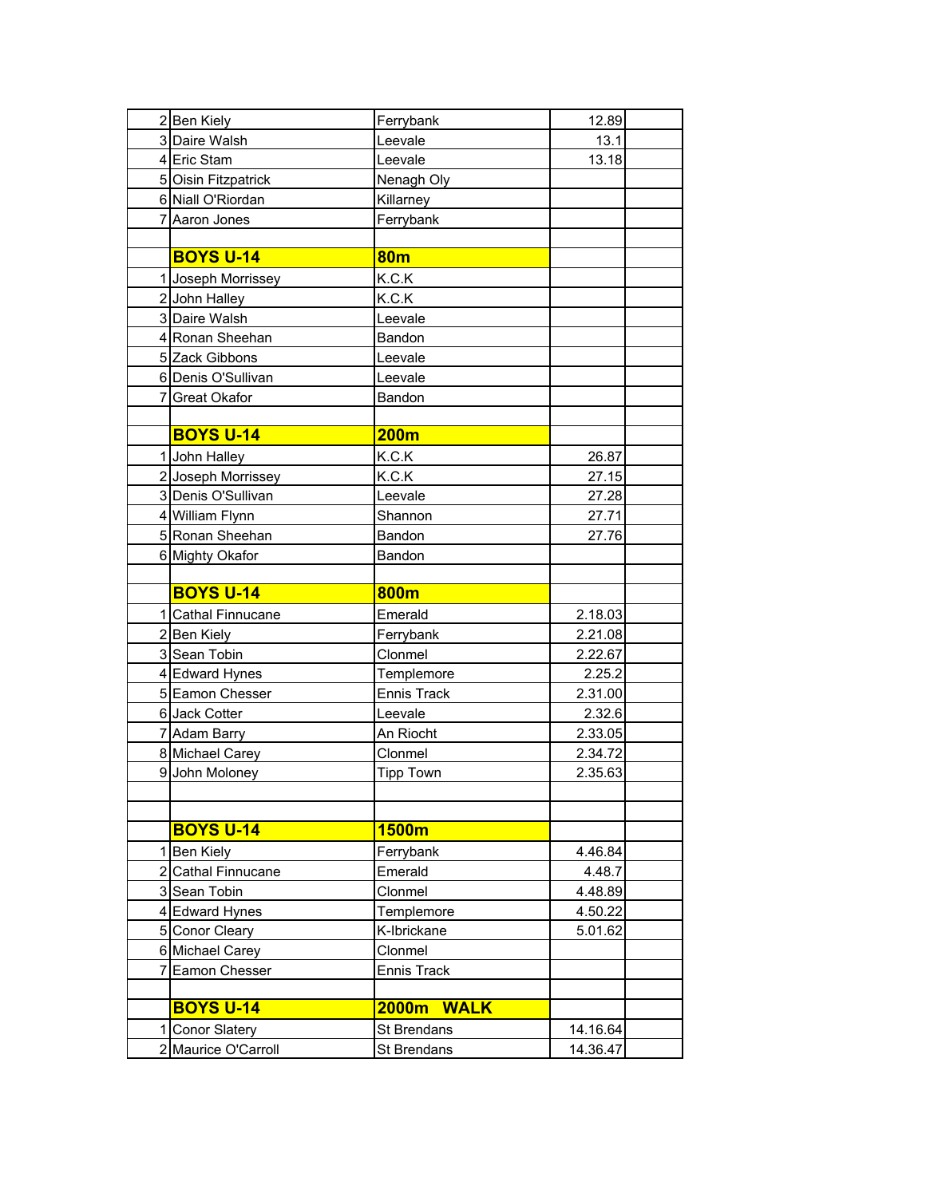| | | | | |
|---|---|---|---|---|
| 2 | Ben Kiely | Ferrybank | 12.89 | |
| 3 | Daire Walsh | Leevale | 13.1 | |
| 4 | Eric Stam | Leevale | 13.18 | |
| 5 | Oisin Fitzpatrick | Nenagh Oly | | |
| 6 | Niall O'Riordan | Killarney | | |
| 7 | Aaron Jones | Ferrybank | | |
| | | | | |
| | **BOYS U-14** | **80m** | | |
| 1 | Joseph Morrissey | K.C.K | | |
| 2 | John Halley | K.C.K | | |
| 3 | Daire Walsh | Leevale | | |
| 4 | Ronan Sheehan | Bandon | | |
| 5 | Zack Gibbons | Leevale | | |
| 6 | Denis O'Sullivan | Leevale | | |
| 7 | Great Okafor | Bandon | | |
| | | | | |
| | **BOYS U-14** | **200m** | | |
| 1 | John Halley | K.C.K | 26.87 | |
| 2 | Joseph Morrissey | K.C.K | 27.15 | |
| 3 | Denis O'Sullivan | Leevale | 27.28 | |
| 4 | William Flynn | Shannon | 27.71 | |
| 5 | Ronan Sheehan | Bandon | 27.76 | |
| 6 | Mighty Okafor | Bandon | | |
| | | | | |
| | **BOYS U-14** | **800m** | | |
| 1 | Cathal Finnucane | Emerald | 2.18.03 | |
| 2 | Ben Kiely | Ferrybank | 2.21.08 | |
| 3 | Sean Tobin | Clonmel | 2.22.67 | |
| 4 | Edward Hynes | Templemore | 2.25.2 | |
| 5 | Eamon Chesser | Ennis Track | 2.31.00 | |
| 6 | Jack Cotter | Leevale | 2.32.6 | |
| 7 | Adam Barry | An Riocht | 2.33.05 | |
| 8 | Michael Carey | Clonmel | 2.34.72 | |
| 9 | John Moloney | Tipp Town | 2.35.63 | |
| | | | | |
| | | | | |
| | **BOYS U-14** | **1500m** | | |
| 1 | Ben Kiely | Ferrybank | 4.46.84 | |
| 2 | Cathal Finnucane | Emerald | 4.48.7 | |
| 3 | Sean Tobin | Clonmel | 4.48.89 | |
| 4 | Edward Hynes | Templemore | 4.50.22 | |
| 5 | Conor Cleary | K-Ibrickane | 5.01.62 | |
| 6 | Michael Carey | Clonmel | | |
| 7 | Eamon Chesser | Ennis Track | | |
| | | | | |
| | **BOYS U-14** | **2000m WALK** | | |
| 1 | Conor Slatery | St Brendans | 14.16.64 | |
| 2 | Maurice O'Carroll | St Brendans | 14.36.47 | |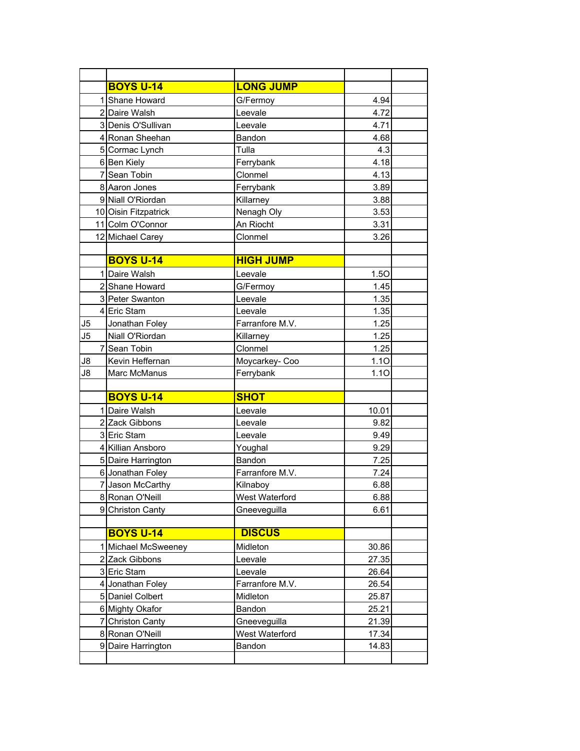| | BOYS U-14 | LONG JUMP | | |
|---|---|---|---|---|
| 1 | Shane Howard | G/Fermoy | 4.94 | |
| 2 | Daire Walsh | Leevale | 4.72 | |
| 3 | Denis O'Sullivan | Leevale | 4.71 | |
| 4 | Ronan Sheehan | Bandon | 4.68 | |
| 5 | Cormac Lynch | Tulla | 4.3 | |
| 6 | Ben Kiely | Ferrybank | 4.18 | |
| 7 | Sean Tobin | Clonmel | 4.13 | |
| 8 | Aaron Jones | Ferrybank | 3.89 | |
| 9 | Niall O'Riordan | Killarney | 3.88 | |
| 10 | Oisin Fitzpatrick | Nenagh Oly | 3.53 | |
| 11 | Colm O'Connor | An Riocht | 3.31 | |
| 12 | Michael Carey | Clonmel | 3.26 | |
| | | | | |
| | **BOYS U-14** | **HIGH JUMP** | | |
| 1 | Daire Walsh | Leevale | 1.5O | |
| 2 | Shane Howard | G/Fermoy | 1.45 | |
| 3 | Peter Swanton | Leevale | 1.35 | |
| 4 | Eric Stam | Leevale | 1.35 | |
| J5 | Jonathan Foley | Farranfore M.V. | 1.25 | |
| J5 | Niall O'Riordan | Killarney | 1.25 | |
| 7 | Sean Tobin | Clonmel | 1.25 | |
| J8 | Kevin Heffernan | Moycarkey- Coo | 1.1O | |
| J8 | Marc McManus | Ferrybank | 1.1O | |
| | | | | |
| | **BOYS U-14** | **SHOT** | | |
| 1 | Daire Walsh | Leevale | 10.01 | |
| 2 | Zack Gibbons | Leevale | 9.82 | |
| 3 | Eric Stam | Leevale | 9.49 | |
| 4 | Killian Ansboro | Youghal | 9.29 | |
| 5 | Daire Harrington | Bandon | 7.25 | |
| 6 | Jonathan Foley | Farranfore M.V. | 7.24 | |
| 7 | Jason McCarthy | Kilnaboy | 6.88 | |
| 8 | Ronan O'Neill | West Waterford | 6.88 | |
| 9 | Christon Canty | Gneeveguilla | 6.61 | |
| | | | | |
| | **BOYS U-14** | **DISCUS** | | |
| 1 | Michael McSweeney | Midleton | 30.86 | |
| 2 | Zack Gibbons | Leevale | 27.35 | |
| 3 | Eric Stam | Leevale | 26.64 | |
| 4 | Jonathan Foley | Farranfore M.V. | 26.54 | |
| 5 | Daniel Colbert | Midleton | 25.87 | |
| 6 | Mighty Okafor | Bandon | 25.21 | |
| 7 | Christon Canty | Gneeveguilla | 21.39 | |
| 8 | Ronan O'Neill | West Waterford | 17.34 | |
| 9 | Daire Harrington | Bandon | 14.83 | |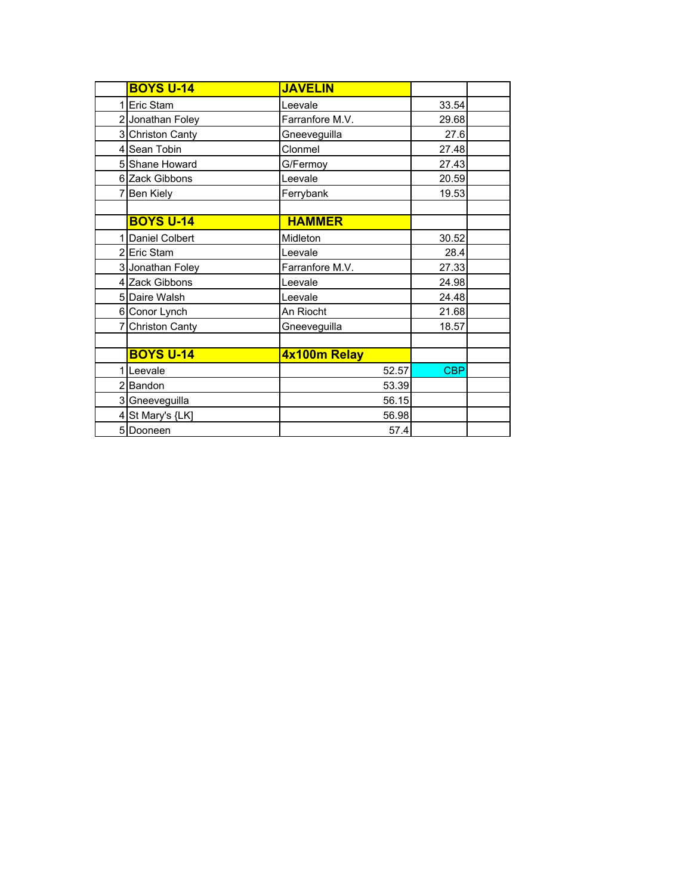| | | | | |
|---|---|---|---|---|
| | **BOYS U-14** | **JAVELIN** | | |
| 1 | Eric Stam | Leevale | 33.54 | |
| 2 | Jonathan Foley | Farranfore M.V. | 29.68 | |
| 3 | Christon Canty | Gneeveguilla | 27.6 | |
| 4 | Sean Tobin | Clonmel | 27.48 | |
| 5 | Shane Howard | G/Fermoy | 27.43 | |
| 6 | Zack Gibbons | Leevale | 20.59 | |
| 7 | Ben Kiely | Ferrybank | 19.53 | |
| | | | | |
| | **BOYS U-14** | **HAMMER** | | |
| 1 | Daniel Colbert | Midleton | 30.52 | |
| 2 | Eric Stam | Leevale | 28.4 | |
| 3 | Jonathan Foley | Farranfore M.V. | 27.33 | |
| 4 | Zack Gibbons | Leevale | 24.98 | |
| 5 | Daire Walsh | Leevale | 24.48 | |
| 6 | Conor Lynch | An Riocht | 21.68 | |
| 7 | Christon Canty | Gneeveguilla | 18.57 | |
| | | | | |
| | **BOYS U-14** | **4x100m Relay** | | |
| 1 | Leevale | 52.57 | CBP | |
| 2 | Bandon | 53.39 | | |
| 3 | Gneeveguilla | 56.15 | | |
| 4 | St Mary's {LK] | 56.98 | | |
| 5 | Dooneen | 57.4 | | |